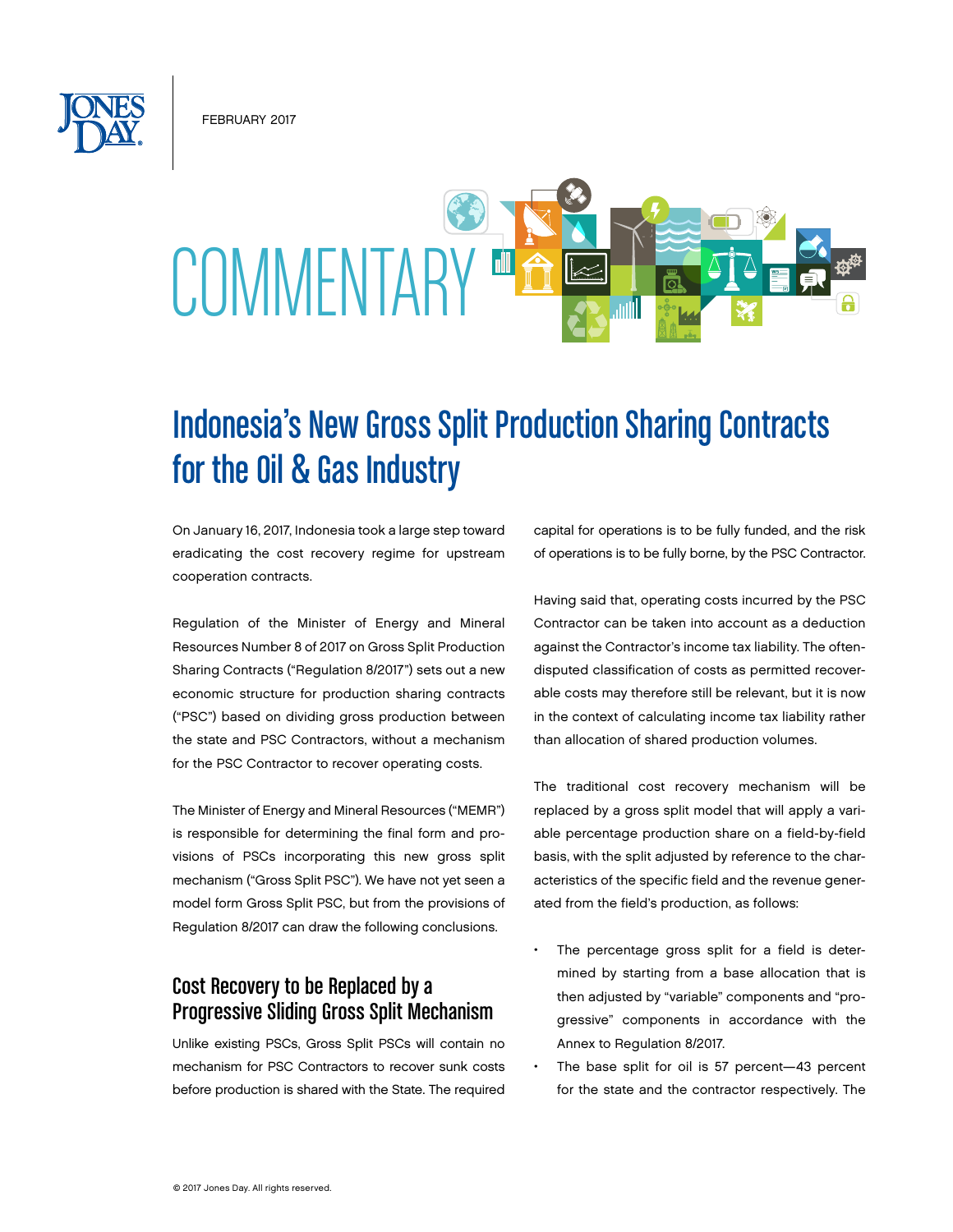FEBRUARY 2017

COMMENTARY

# Indonesia's New Gross Split Production Sharing Contracts for the Oil & Gas Industry

On January 16, 2017, Indonesia took a large step toward eradicating the cost recovery regime for upstream cooperation contracts.

Regulation of the Minister of Energy and Mineral Resources Number 8 of 2017 on Gross Split Production Sharing Contracts ("Regulation 8/2017") sets out a new economic structure for production sharing contracts ("PSC") based on dividing gross production between the state and PSC Contractors, without a mechanism for the PSC Contractor to recover operating costs.

The Minister of Energy and Mineral Resources ("MEMR") is responsible for determining the final form and provisions of PSCs incorporating this new gross split mechanism ("Gross Split PSC"). We have not yet seen a model form Gross Split PSC, but from the provisions of Regulation 8/2017 can draw the following conclusions.

## Cost Recovery to be Replaced by a Progressive Sliding Gross Split Mechanism

Unlike existing PSCs, Gross Split PSCs will contain no mechanism for PSC Contractors to recover sunk costs before production is shared with the State. The required capital for operations is to be fully funded, and the risk of operations is to be fully borne, by the PSC Contractor.

Having said that, operating costs incurred by the PSC Contractor can be taken into account as a deduction against the Contractor's income tax liability. The often-disputed classification of costs as permitted recoverable costs may therefore still be relevant, but it is now in the context of calculating income tax liability rather than allocation of shared production volumes.

The traditional cost recovery mechanism will be replaced by a gross split model that will apply a variable percentage production share on a field-by-field basis, with the split adjusted by reference to the characteristics of the specific field and the revenue generated from the field's production, as follows:

- The percentage gross split for a field is determined by starting from a base allocation that is then adjusted by "variable" components and "progressive" components in accordance with the Annex to Regulation 8/2017.
- The base split for oil is 57 percent—43 percent for the state and the contractor respectively. The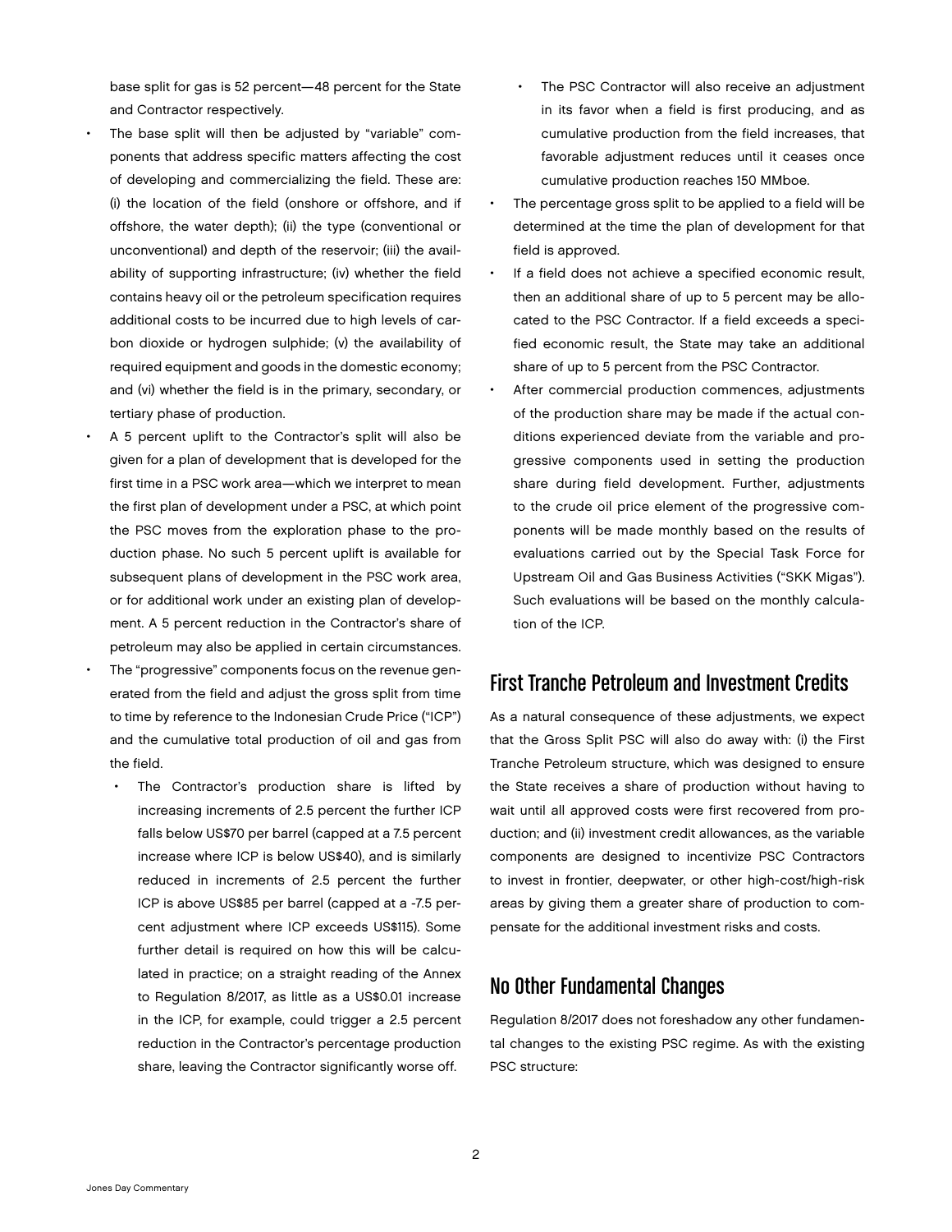base split for gas is 52 percent—48 percent for the State and Contractor respectively.

- The base split will then be adjusted by "variable" components that address specific matters affecting the cost of developing and commercializing the field. These are: (i) the location of the field (onshore or offshore, and if offshore, the water depth); (ii) the type (conventional or unconventional) and depth of the reservoir; (iii) the availability of supporting infrastructure; (iv) whether the field contains heavy oil or the petroleum specification requires additional costs to be incurred due to high levels of carbon dioxide or hydrogen sulphide; (v) the availability of required equipment and goods in the domestic economy; and (vi) whether the field is in the primary, secondary, or tertiary phase of production.
- A 5 percent uplift to the Contractor's split will also be given for a plan of development that is developed for the first time in a PSC work area—which we interpret to mean the first plan of development under a PSC, at which point the PSC moves from the exploration phase to the production phase. No such 5 percent uplift is available for subsequent plans of development in the PSC work area, or for additional work under an existing plan of development. A 5 percent reduction in the Contractor's share of petroleum may also be applied in certain circumstances.
- The "progressive" components focus on the revenue generated from the field and adjust the gross split from time to time by reference to the Indonesian Crude Price ("ICP") and the cumulative total production of oil and gas from the field.
  - The Contractor's production share is lifted by increasing increments of 2.5 percent the further ICP falls below US$70 per barrel (capped at a 7.5 percent increase where ICP is below US$40), and is similarly reduced in increments of 2.5 percent the further ICP is above US$85 per barrel (capped at a -7.5 percent adjustment where ICP exceeds US$115). Some further detail is required on how this will be calculated in practice; on a straight reading of the Annex to Regulation 8/2017, as little as a US$0.01 increase in the ICP, for example, could trigger a 2.5 percent reduction in the Contractor's percentage production share, leaving the Contractor significantly worse off.
  - The PSC Contractor will also receive an adjustment in its favor when a field is first producing, and as cumulative production from the field increases, that favorable adjustment reduces until it ceases once cumulative production reaches 150 MMboe.
- The percentage gross split to be applied to a field will be determined at the time the plan of development for that field is approved.
- If a field does not achieve a specified economic result, then an additional share of up to 5 percent may be allocated to the PSC Contractor. If a field exceeds a specified economic result, the State may take an additional share of up to 5 percent from the PSC Contractor.
- After commercial production commences, adjustments of the production share may be made if the actual conditions experienced deviate from the variable and progressive components used in setting the production share during field development. Further, adjustments to the crude oil price element of the progressive components will be made monthly based on the results of evaluations carried out by the Special Task Force for Upstream Oil and Gas Business Activities ("SKK Migas"). Such evaluations will be based on the monthly calculation of the ICP.

## First Tranche Petroleum and Investment Credits

As a natural consequence of these adjustments, we expect that the Gross Split PSC will also do away with: (i) the First Tranche Petroleum structure, which was designed to ensure the State receives a share of production without having to wait until all approved costs were first recovered from production; and (ii) investment credit allowances, as the variable components are designed to incentivize PSC Contractors to invest in frontier, deepwater, or other high-cost/high-risk areas by giving them a greater share of production to compensate for the additional investment risks and costs.

## No Other Fundamental Changes

Regulation 8/2017 does not foreshadow any other fundamental changes to the existing PSC regime. As with the existing PSC structure: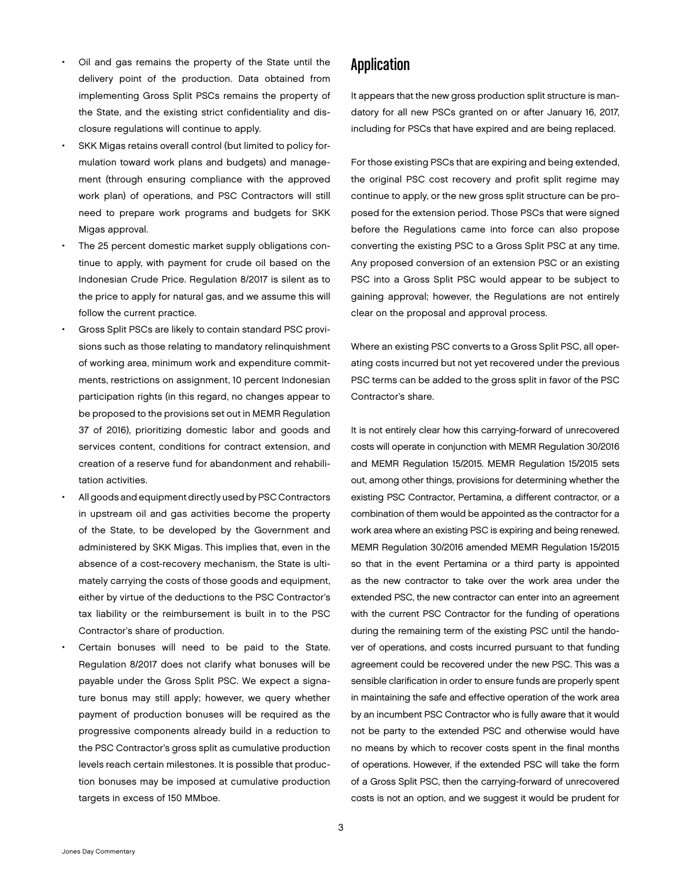- Oil and gas remains the property of the State until the delivery point of the production. Data obtained from implementing Gross Split PSCs remains the property of the State, and the existing strict confidentiality and disclosure regulations will continue to apply.
- SKK Migas retains overall control (but limited to policy formulation toward work plans and budgets) and management (through ensuring compliance with the approved work plan) of operations, and PSC Contractors will still need to prepare work programs and budgets for SKK Migas approval.
- The 25 percent domestic market supply obligations continue to apply, with payment for crude oil based on the Indonesian Crude Price. Regulation 8/2017 is silent as to the price to apply for natural gas, and we assume this will follow the current practice.
- Gross Split PSCs are likely to contain standard PSC provisions such as those relating to mandatory relinquishment of working area, minimum work and expenditure commitments, restrictions on assignment, 10 percent Indonesian participation rights (in this regard, no changes appear to be proposed to the provisions set out in MEMR Regulation 37 of 2016), prioritizing domestic labor and goods and services content, conditions for contract extension, and creation of a reserve fund for abandonment and rehabilitation activities.
- All goods and equipment directly used by PSC Contractors in upstream oil and gas activities become the property of the State, to be developed by the Government and administered by SKK Migas. This implies that, even in the absence of a cost-recovery mechanism, the State is ultimately carrying the costs of those goods and equipment, either by virtue of the deductions to the PSC Contractor's tax liability or the reimbursement is built in to the PSC Contractor's share of production.
- Certain bonuses will need to be paid to the State. Regulation 8/2017 does not clarify what bonuses will be payable under the Gross Split PSC. We expect a signature bonus may still apply; however, we query whether payment of production bonuses will be required as the progressive components already build in a reduction to the PSC Contractor's gross split as cumulative production levels reach certain milestones. It is possible that production bonuses may be imposed at cumulative production targets in excess of 150 MMboe.

## Application

It appears that the new gross production split structure is mandatory for all new PSCs granted on or after January 16, 2017, including for PSCs that have expired and are being replaced.

For those existing PSCs that are expiring and being extended, the original PSC cost recovery and profit split regime may continue to apply, or the new gross split structure can be proposed for the extension period. Those PSCs that were signed before the Regulations came into force can also propose converting the existing PSC to a Gross Split PSC at any time. Any proposed conversion of an extension PSC or an existing PSC into a Gross Split PSC would appear to be subject to gaining approval; however, the Regulations are not entirely clear on the proposal and approval process.

Where an existing PSC converts to a Gross Split PSC, all operating costs incurred but not yet recovered under the previous PSC terms can be added to the gross split in favor of the PSC Contractor's share.

It is not entirely clear how this carrying-forward of unrecovered costs will operate in conjunction with MEMR Regulation 30/2016 and MEMR Regulation 15/2015. MEMR Regulation 15/2015 sets out, among other things, provisions for determining whether the existing PSC Contractor, Pertamina, a different contractor, or a combination of them would be appointed as the contractor for a work area where an existing PSC is expiring and being renewed. MEMR Regulation 30/2016 amended MEMR Regulation 15/2015 so that in the event Pertamina or a third party is appointed as the new contractor to take over the work area under the extended PSC, the new contractor can enter into an agreement with the current PSC Contractor for the funding of operations during the remaining term of the existing PSC until the handover of operations, and costs incurred pursuant to that funding agreement could be recovered under the new PSC. This was a sensible clarification in order to ensure funds are properly spent in maintaining the safe and effective operation of the work area by an incumbent PSC Contractor who is fully aware that it would not be party to the extended PSC and otherwise would have no means by which to recover costs spent in the final months of operations. However, if the extended PSC will take the form of a Gross Split PSC, then the carrying-forward of unrecovered costs is not an option, and we suggest it would be prudent for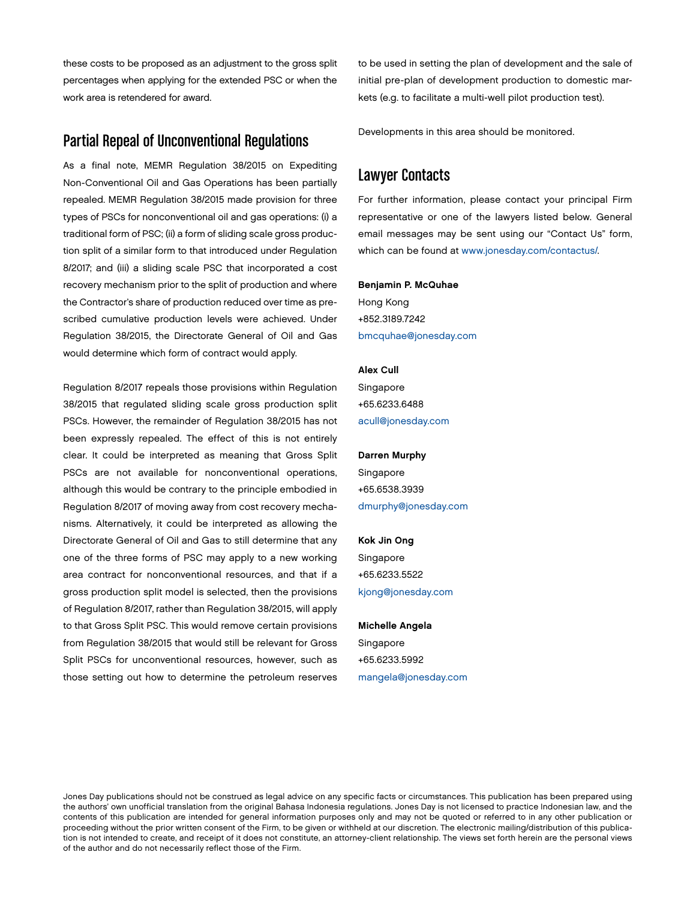these costs to be proposed as an adjustment to the gross split percentages when applying for the extended PSC or when the work area is retendered for award.

## Partial Repeal of Unconventional Regulations

As a final note, MEMR Regulation 38/2015 on Expediting Non-Conventional Oil and Gas Operations has been partially repealed. MEMR Regulation 38/2015 made provision for three types of PSCs for nonconventional oil and gas operations: (i) a traditional form of PSC; (ii) a form of sliding scale gross production split of a similar form to that introduced under Regulation 8/2017; and (iii) a sliding scale PSC that incorporated a cost recovery mechanism prior to the split of production and where the Contractor's share of production reduced over time as prescribed cumulative production levels were achieved. Under Regulation 38/2015, the Directorate General of Oil and Gas would determine which form of contract would apply.

Regulation 8/2017 repeals those provisions within Regulation 38/2015 that regulated sliding scale gross production split PSCs. However, the remainder of Regulation 38/2015 has not been expressly repealed. The effect of this is not entirely clear. It could be interpreted as meaning that Gross Split PSCs are not available for nonconventional operations, although this would be contrary to the principle embodied in Regulation 8/2017 of moving away from cost recovery mechanisms. Alternatively, it could be interpreted as allowing the Directorate General of Oil and Gas to still determine that any one of the three forms of PSC may apply to a new working area contract for nonconventional resources, and that if a gross production split model is selected, then the provisions of Regulation 8/2017, rather than Regulation 38/2015, will apply to that Gross Split PSC. This would remove certain provisions from Regulation 38/2015 that would still be relevant for Gross Split PSCs for unconventional resources, however, such as those setting out how to determine the petroleum reserves to be used in setting the plan of development and the sale of initial pre-plan of development production to domestic markets (e.g. to facilitate a multi-well pilot production test).

Developments in this area should be monitored.

## Lawyer Contacts

For further information, please contact your principal Firm representative or one of the lawyers listed below. General email messages may be sent using our "Contact Us" form, which can be found at www.jonesday.com/contactus/.

**Benjamin P. McQuhae**
Hong Kong
+852.3189.7242
bmcquhae@jonesday.com

**Alex Cull**
Singapore
+65.6233.6488
acull@jonesday.com

**Darren Murphy**
Singapore
+65.6538.3939
dmurphy@jonesday.com

**Kok Jin Ong**
Singapore
+65.6233.5522
kjong@jonesday.com

**Michelle Angela**
Singapore
+65.6233.5992
mangela@jonesday.com

Jones Day publications should not be construed as legal advice on any specific facts or circumstances. This publication has been prepared using the authors' own unofficial translation from the original Bahasa Indonesia regulations. Jones Day is not licensed to practice Indonesian law, and the contents of this publication are intended for general information purposes only and may not be quoted or referred to in any other publication or proceeding without the prior written consent of the Firm, to be given or withheld at our discretion. The electronic mailing/distribution of this publication is not intended to create, and receipt of it does not constitute, an attorney-client relationship. The views set forth herein are the personal views of the author and do not necessarily reflect those of the Firm.